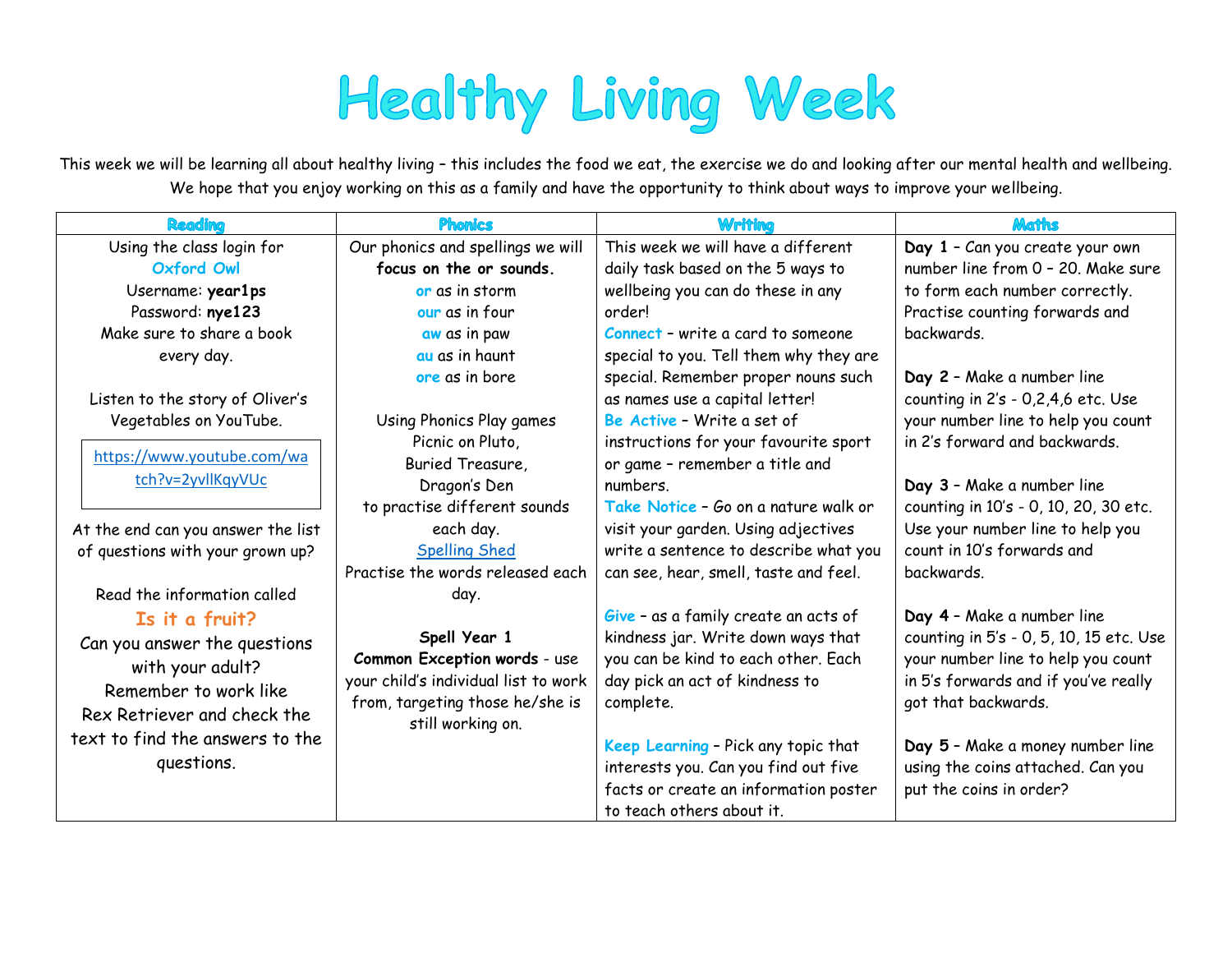# Healthy Living Week

This week we will be learning all about healthy living – this includes the food we eat, the exercise we do and looking after our mental health and wellbeing. We hope that you enjoy working on this as a family and have the opportunity to think about ways to improve your wellbeing.

| Reading | Phonics | Writing | Maths |
|---|---|---|---|
| Using the class login for Oxford Owl<br>Username: **year1ps**<br>Password: **nye123**<br>Make sure to share a book every day.<br><br>Listen to the story of Oliver's Vegetables on YouTube.<br><br>https://www.youtube.com/watch?v=2yvllKqyVUc<br><br>At the end can you answer the list of questions with your grown up?<br><br>Read the information called<br>**Is it a fruit?**<br>Can you answer the questions with your adult?<br>Remember to work like Rex Retriever and check the text to find the answers to the questions. | Our phonics and spellings we will **focus on the or sounds.**<br>**or** as in storm<br>**our** as in four<br>**aw** as in paw<br>**au** as in haunt<br>**ore** as in bore<br><br>Using Phonics Play games<br>Picnic on Pluto,<br>Buried Treasure,<br>Dragon's Den<br>to practise different sounds each day.<br>Spelling Shed<br>Practise the words released each day.<br><br>**Spell Year 1**<br>**Common Exception words** - use your child's individual list to work from, targeting those he/she is still working on. | This week we will have a different daily task based on the 5 ways to wellbeing you can do these in any order!<br>**Connect** – write a card to someone special to you. Tell them why they are special. Remember proper nouns such as names use a capital letter!<br>**Be Active** – Write a set of instructions for your favourite sport or game – remember a title and numbers.<br>**Take Notice** – Go on a nature walk or visit your garden. Using adjectives write a sentence to describe what you can see, hear, smell, taste and feel.<br><br>**Give** – as a family create an acts of kindness jar. Write down ways that you can be kind to each other. Each day pick an act of kindness to complete.<br><br>**Keep Learning** – Pick any topic that interests you. Can you find out five facts or create an information poster to teach others about it. | **Day 1** – Can you create your own number line from 0 – 20. Make sure to form each number correctly. Practise counting forwards and backwards.<br><br>**Day 2** – Make a number line counting in 2's - 0,2,4,6 etc. Use your number line to help you count in 2's forward and backwards.<br><br>**Day 3** – Make a number line counting in 10's - 0, 10, 20, 30 etc. Use your number line to help you count in 10's forwards and backwards.<br><br>**Day 4** – Make a number line counting in 5's - 0, 5, 10, 15 etc. Use your number line to help you count in 5's forwards and if you've really got that backwards.<br><br>**Day 5** – Make a money number line using the coins attached. Can you put the coins in order? |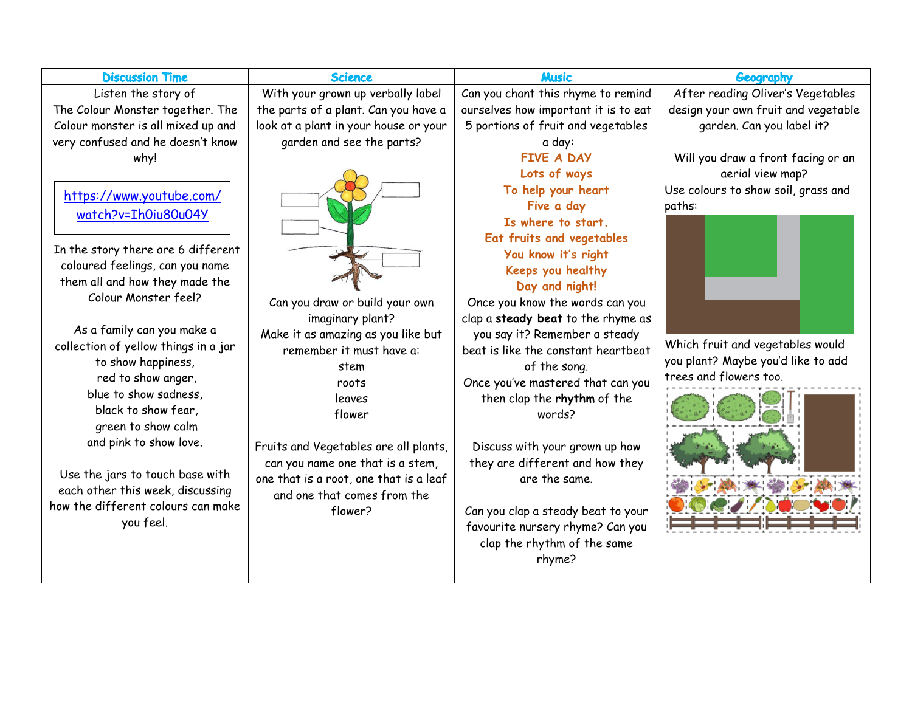| Discussion Time | Science | Music | Geography |
| --- | --- | --- | --- |
| Listen the story of The Colour Monster together. The Colour monster is all mixed up and very confused and he doesn't know why!<br><br>[https://www.youtube.com/watch?v=Ih0iu80u04Y](https://www.youtube.com/watch?v=Ih0iu80u04Y)<br><br>In the story there are 6 different coloured feelings, can you name them all and how they made the Colour Monster feel?<br><br>As a family can you make a collection of yellow things in a jar to show happiness,<br>red to show anger,<br>blue to show sadness,<br>black to show fear,<br>green to show calm<br>and pink to show love.<br><br>Use the jars to touch base with each other this week, discussing how the different colours can make you feel. | With your grown up verbally label the parts of a plant. Can you have a look at a plant in your house or your garden and see the parts?<br><br>Can you draw or build your own imaginary plant?<br>Make it as amazing as you like but remember it must have a:<br>stem<br>roots<br>leaves<br>flower<br><br>Fruits and Vegetables are all plants, can you name one that is a stem, one that is a root, one that is a leaf and one that comes from the flower? | Can you chant this rhyme to remind ourselves how important it is to eat 5 portions of fruit and vegetables a day:<br>FIVE A DAY<br>Lots of ways<br>To help your heart<br>Five a day<br>Is where to start.<br>Eat fruits and vegetables<br>You know it's right<br>Keeps you healthy<br>Day and night!<br>Once you know the words can you clap a **steady beat** to the rhyme as you say it? Remember a steady beat is like the constant heartbeat of the song.<br>Once you've mastered that can you then clap the **rhythm** of the words?<br><br>Discuss with your grown up how they are different and how they are the same.<br><br>Can you clap a steady beat to your favourite nursery rhyme? Can you clap the rhythm of the same rhyme? | After reading Oliver's Vegetables design your own fruit and vegetable garden. Can you label it?<br><br>Will you draw a front facing or an aerial view map?<br>Use colours to show soil, grass and paths:<br><br>Which fruit and vegetables would you plant? Maybe you'd like to add trees and flowers too. |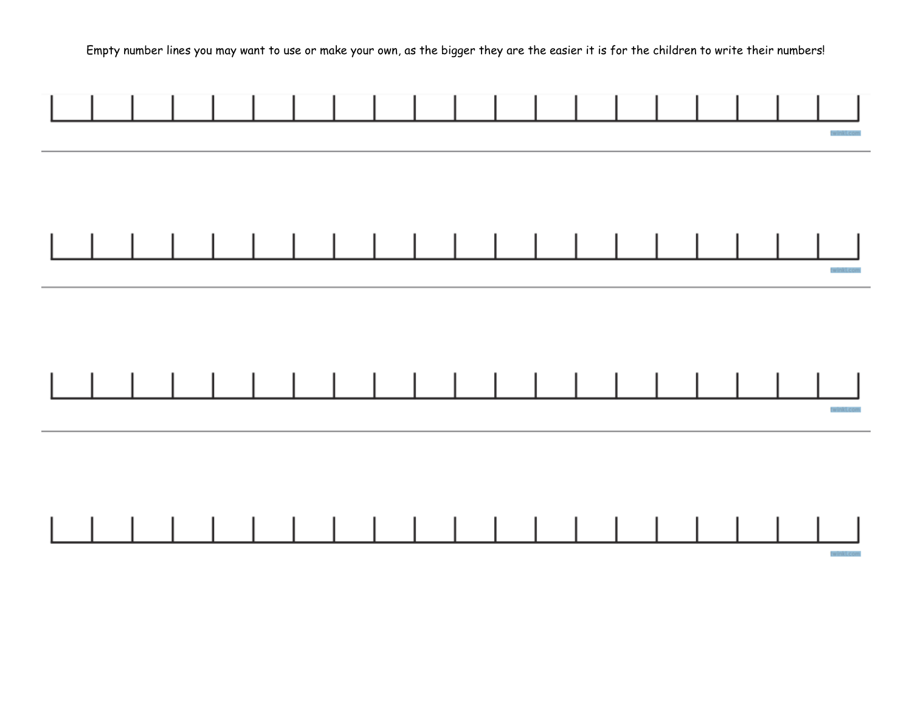Empty number lines you may want to use or make your own, as the bigger they are the easier it is for the children to write their numbers!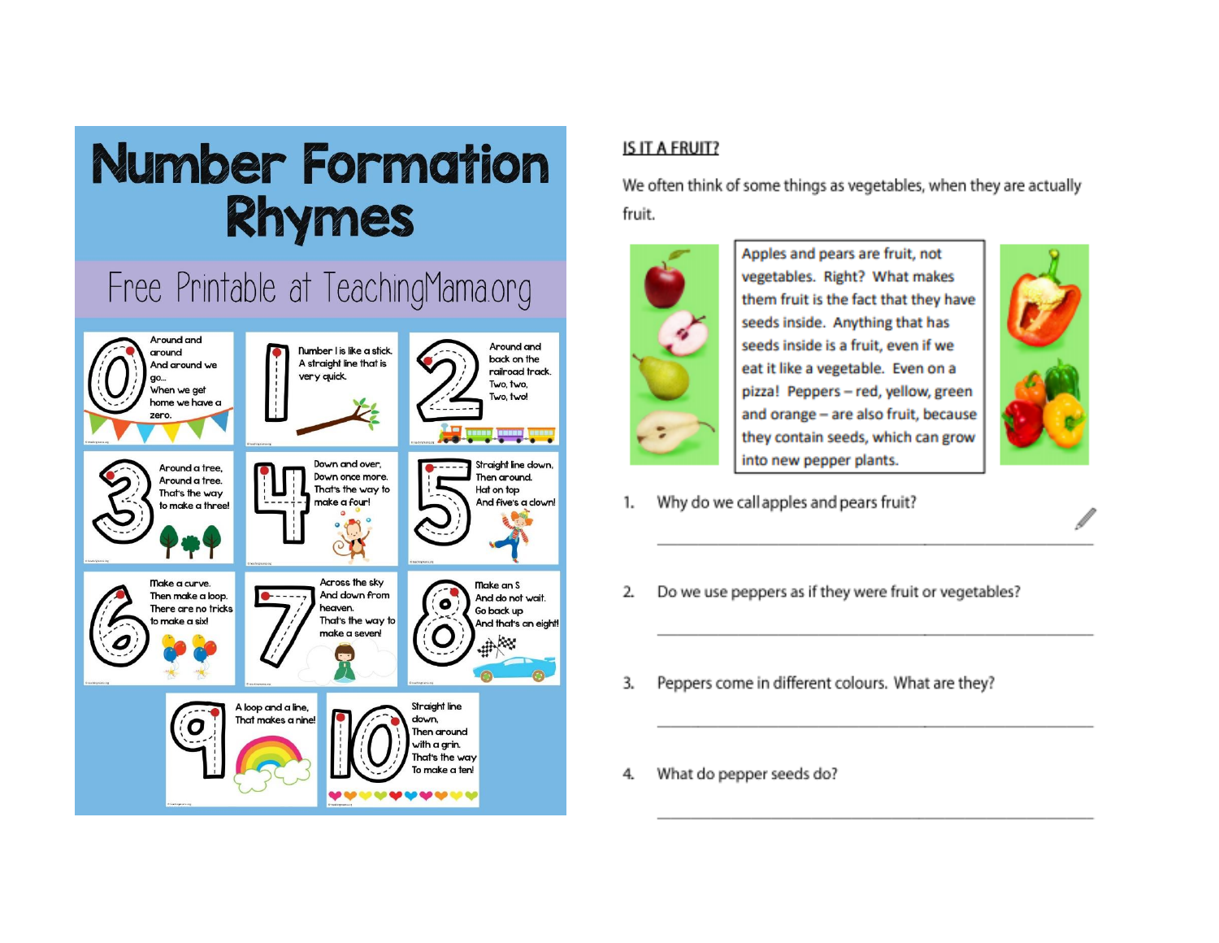# Number Formation Rhymes

Free Printable at TeachingMama.org

**0** — Around and around And around we go... When we get home we have a zero.

**1** — Number 1 is like a stick. A straight line that is very quick.

**2** — Around and back on the railroad track. Two, two, Two, two!

**3** — Around a tree, Around a tree. That's the way to make a three!

**4** — Down and over, Down once more. That's the way to make a four!

**5** — Straight line down, Then around. Hat on top And five's a clown!

**6** — Make a curve. Then make a loop. There are no tricks to make a six!

**7** — Across the sky And down from heaven. That's the way to make a seven!

**8** — Make an S And do not wait. Go back up And that's an eight!

**9** — A loop and a line, That makes a nine!

**10** — Straight line down, Then around with a grin. That's the way To make a ten!

## IS IT A FRUIT?

We often think of some things as vegetables, when they are actually fruit.

Apples and pears are fruit, not vegetables. Right? What makes them fruit is the fact that they have seeds inside. Anything that has seeds inside is a fruit, even if we eat it like a vegetable. Even on a pizza! Peppers – red, yellow, green and orange – are also fruit, because they contain seeds, which can grow into new pepper plants.

1. Why do we call apples and pears fruit?

_______________________________________________

2. Do we use peppers as if they were fruit or vegetables?

_______________________________________________

3. Peppers come in different colours. What are they?

_______________________________________________

4. What do pepper seeds do?

_______________________________________________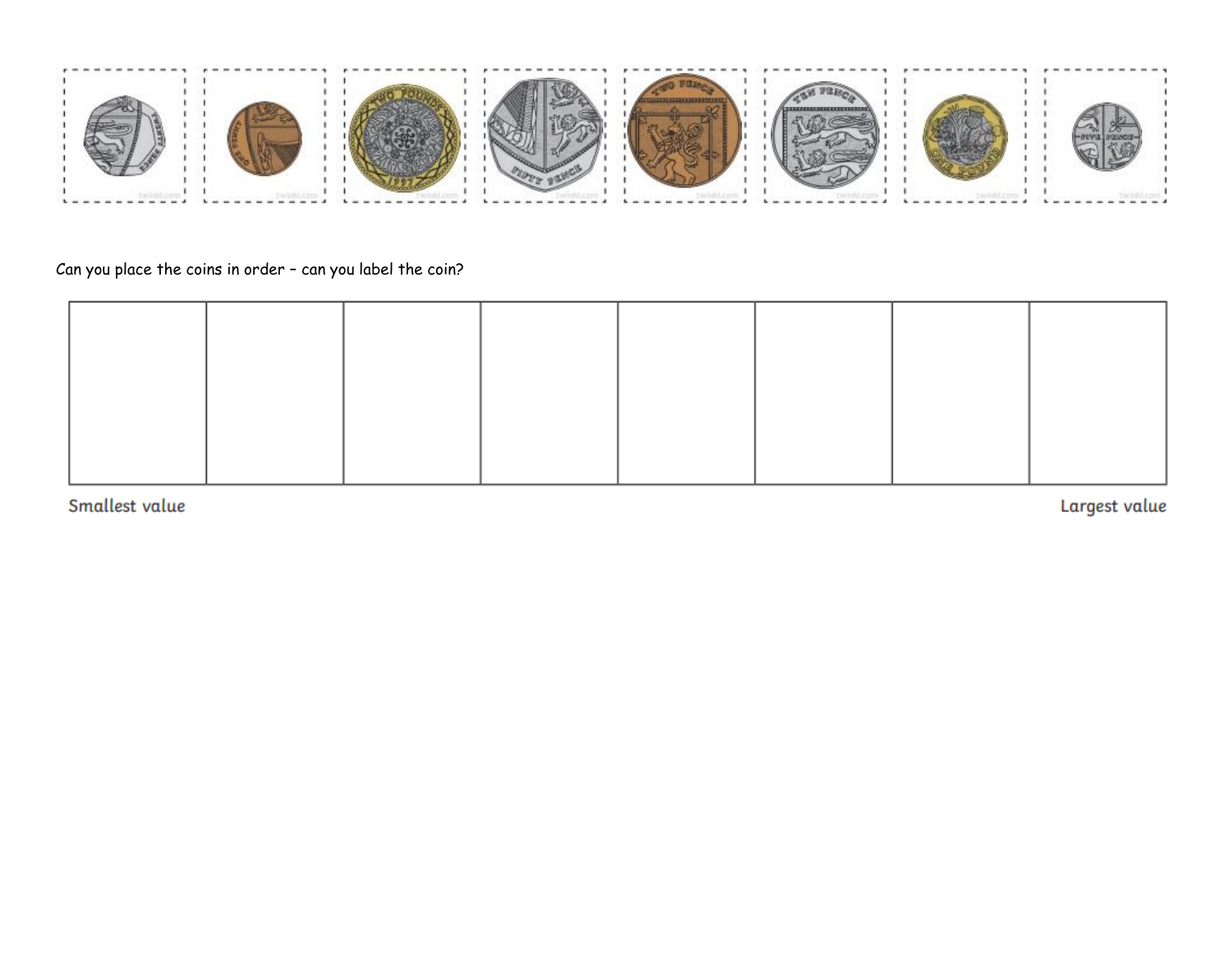Can you place the coins in order – can you label the coin?

| | | | | | | | |
|---|---|---|---|---|---|---|---|
| | | | | | | | |

Smallest value

Largest value